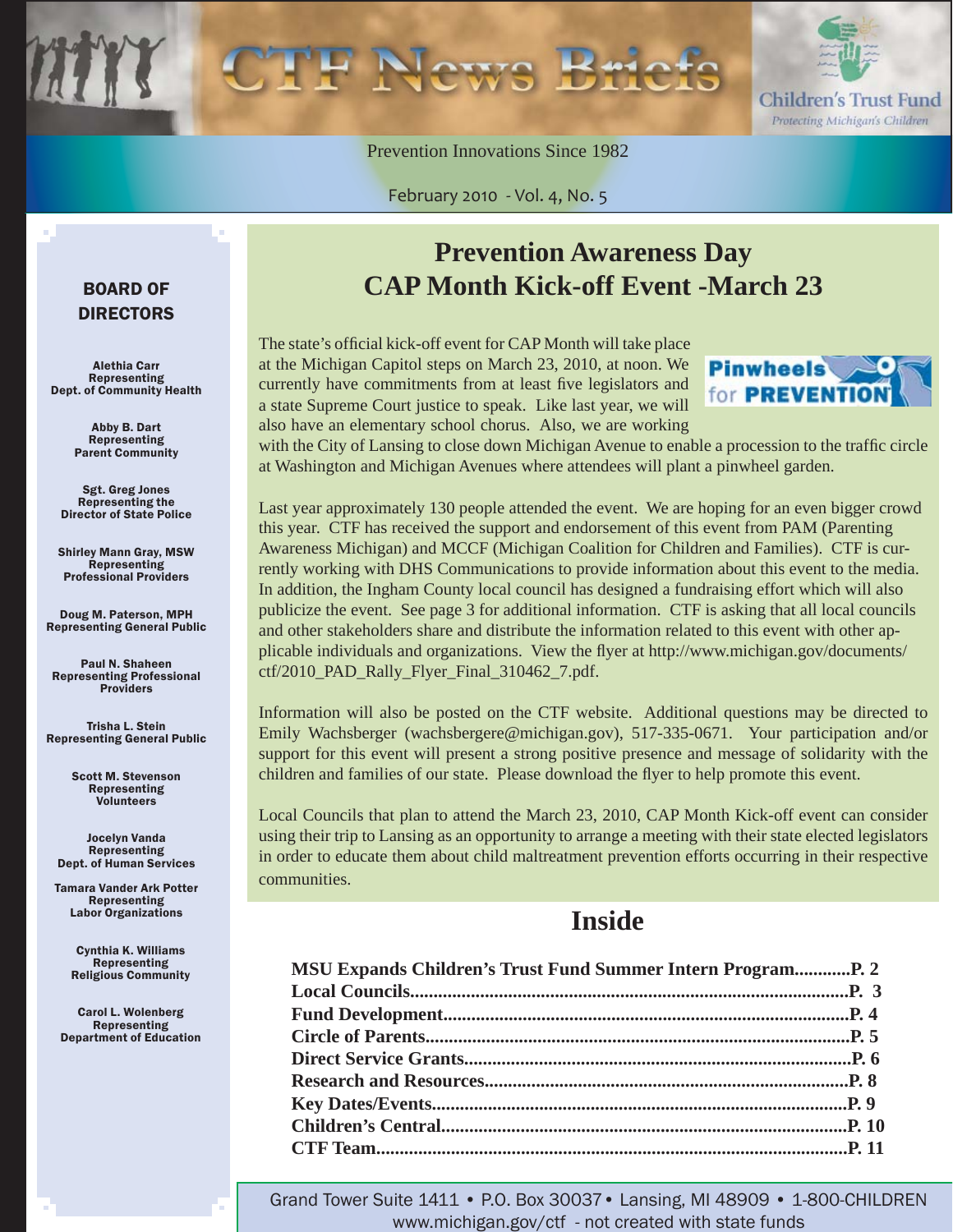# CTF News Briefs

Children's Trust Fund
*Protecting Michigan's Children*

Prevention Innovations Since 1982

February 2010 - Vol. 4, No. 5

## Prevention Awareness Day
## CAP Month Kick-off Event -March 23

The state's official kick-off event for CAP Month will take place at the Michigan Capitol steps on March 23, 2010, at noon. We currently have commitments from at least five legislators and a state Supreme Court justice to speak. Like last year, we will also have an elementary school chorus. Also, we are working with the City of Lansing to close down Michigan Avenue to enable a procession to the traffic circle at Washington and Michigan Avenues where attendees will plant a pinwheel garden.

Pinwheels for PREVENTION

Last year approximately 130 people attended the event. We are hoping for an even bigger crowd this year. CTF has received the support and endorsement of this event from PAM (Parenting Awareness Michigan) and MCCF (Michigan Coalition for Children and Families). CTF is currently working with DHS Communications to provide information about this event to the media. In addition, the Ingham County local council has designed a fundraising effort which will also publicize the event. See page 3 for additional information. CTF is asking that all local councils and other stakeholders share and distribute the information related to this event with other applicable individuals and organizations. View the flyer at http://www.michigan.gov/documents/ctf/2010_PAD_Rally_Flyer_Final_310462_7.pdf.

Information will also be posted on the CTF website. Additional questions may be directed to Emily Wachsberger (wachsbergere@michigan.gov), 517-335-0671. Your participation and/or support for this event will present a strong positive presence and message of solidarity with the children and families of our state. Please download the flyer to help promote this event.

Local Councils that plan to attend the March 23, 2010, CAP Month Kick-off event can consider using their trip to Lansing as an opportunity to arrange a meeting with their state elected legislators in order to educate them about child maltreatment prevention efforts occurring in their respective communities.

## Inside

**MSU Expands Children's Trust Fund Summer Intern Program............P. 2**
**Local Councils..........P. 3**
**Fund Development..........P. 4**
**Circle of Parents..........P. 5**
**Direct Service Grants..........P. 6**
**Research and Resources..........P. 8**
**Key Dates/Events..........P. 9**
**Children's Central..........P. 10**
**CTF Team..........P. 11**

### BOARD OF DIRECTORS

**Alethia Carr**
Representing
Dept. of Community Health

**Abby B. Dart**
Representing
Parent Community

**Sgt. Greg Jones**
Representing the
Director of State Police

**Shirley Mann Gray, MSW**
Representing
Professional Providers

**Doug M. Paterson, MPH**
Representing General Public

**Paul N. Shaheen**
Representing Professional Providers

**Trisha L. Stein**
Representing General Public

**Scott M. Stevenson**
Representing
Volunteers

**Jocelyn Vanda**
Representing
Dept. of Human Services

**Tamara Vander Ark Potter**
Representing
Labor Organizations

**Cynthia K. Williams**
Representing
Religious Community

**Carol L. Wolenberg**
Representing
Department of Education

Grand Tower Suite 1411 • P.O. Box 30037 • Lansing, MI 48909 • 1-800-CHILDREN
www.michigan.gov/ctf - not created with state funds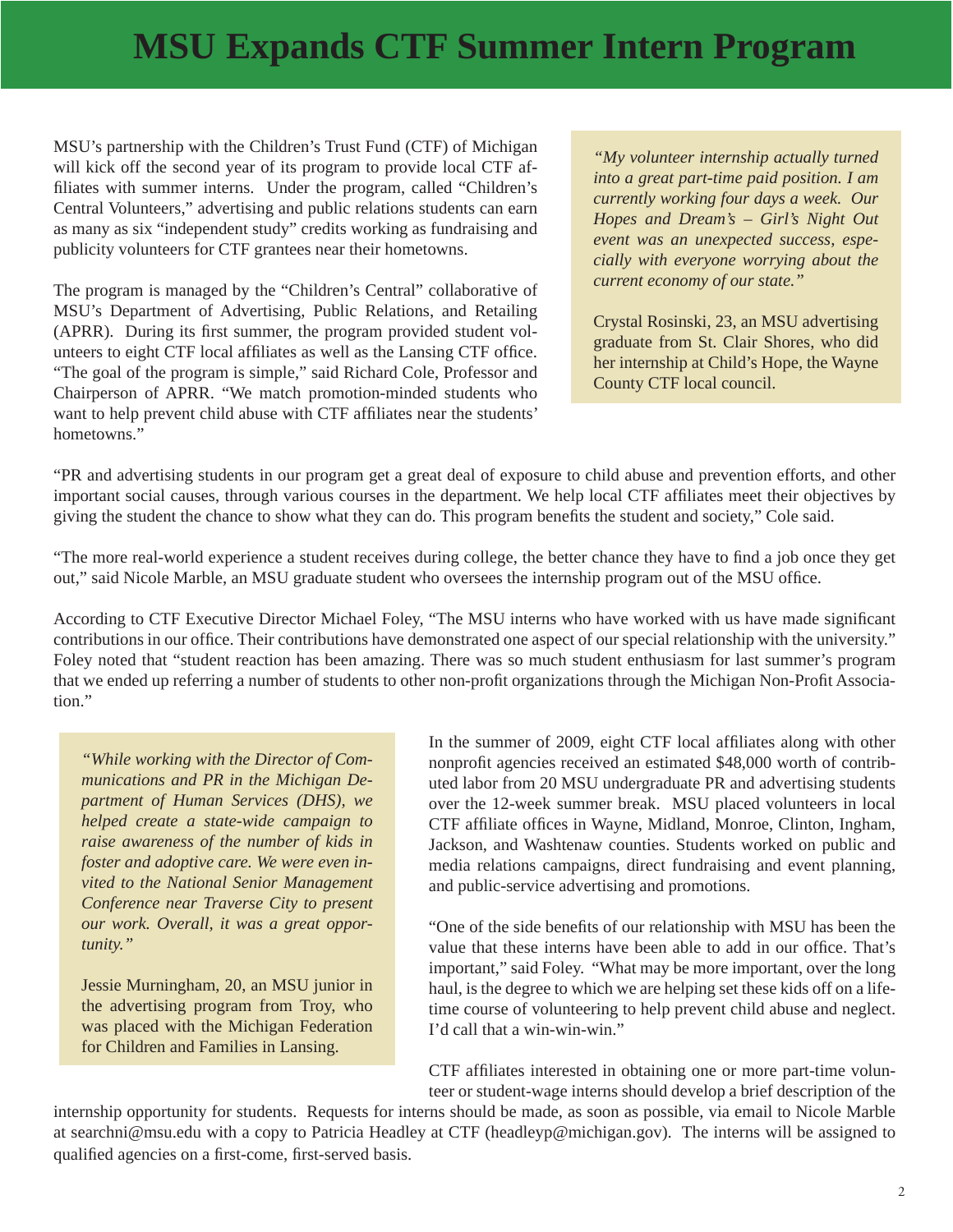# MSU Expands CTF Summer Intern Program

MSU's partnership with the Children's Trust Fund (CTF) of Michigan will kick off the second year of its program to provide local CTF affiliates with summer interns. Under the program, called "Children's Central Volunteers," advertising and public relations students can earn as many as six "independent study" credits working as fundraising and publicity volunteers for CTF grantees near their hometowns.

The program is managed by the "Children's Central" collaborative of MSU's Department of Advertising, Public Relations, and Retailing (APRR). During its first summer, the program provided student volunteers to eight CTF local affiliates as well as the Lansing CTF office. "The goal of the program is simple," said Richard Cole, Professor and Chairperson of APRR. "We match promotion-minded students who want to help prevent child abuse with CTF affiliates near the students' hometowns."

> *"My volunteer internship actually turned into a great part-time paid position. I am currently working four days a week. Our Hopes and Dream's – Girl's Night Out event was an unexpected success, especially with everyone worrying about the current economy of our state."*
>
> Crystal Rosinski, 23, an MSU advertising graduate from St. Clair Shores, who did her internship at Child's Hope, the Wayne County CTF local council.

"PR and advertising students in our program get a great deal of exposure to child abuse and prevention efforts, and other important social causes, through various courses in the department. We help local CTF affiliates meet their objectives by giving the student the chance to show what they can do. This program benefits the student and society," Cole said.

"The more real-world experience a student receives during college, the better chance they have to find a job once they get out," said Nicole Marble, an MSU graduate student who oversees the internship program out of the MSU office.

According to CTF Executive Director Michael Foley, "The MSU interns who have worked with us have made significant contributions in our office. Their contributions have demonstrated one aspect of our special relationship with the university." Foley noted that "student reaction has been amazing. There was so much student enthusiasm for last summer's program that we ended up referring a number of students to other non-profit organizations through the Michigan Non-Profit Association."

> *"While working with the Director of Communications and PR in the Michigan Department of Human Services (DHS), we helped create a state-wide campaign to raise awareness of the number of kids in foster and adoptive care. We were even invited to the National Senior Management Conference near Traverse City to present our work. Overall, it was a great opportunity."*
>
> Jessie Murningham, 20, an MSU junior in the advertising program from Troy, who was placed with the Michigan Federation for Children and Families in Lansing.

In the summer of 2009, eight CTF local affiliates along with other nonprofit agencies received an estimated $48,000 worth of contributed labor from 20 MSU undergraduate PR and advertising students over the 12-week summer break. MSU placed volunteers in local CTF affiliate offices in Wayne, Midland, Monroe, Clinton, Ingham, Jackson, and Washtenaw counties. Students worked on public and media relations campaigns, direct fundraising and event planning, and public-service advertising and promotions.

"One of the side benefits of our relationship with MSU has been the value that these interns have been able to add in our office. That's important," said Foley. "What may be more important, over the long haul, is the degree to which we are helping set these kids off on a lifetime course of volunteering to help prevent child abuse and neglect. I'd call that a win-win-win."

CTF affiliates interested in obtaining one or more part-time volunteer or student-wage interns should develop a brief description of the internship opportunity for students. Requests for interns should be made, as soon as possible, via email to Nicole Marble at searchni@msu.edu with a copy to Patricia Headley at CTF (headleyp@michigan.gov). The interns will be assigned to qualified agencies on a first-come, first-served basis.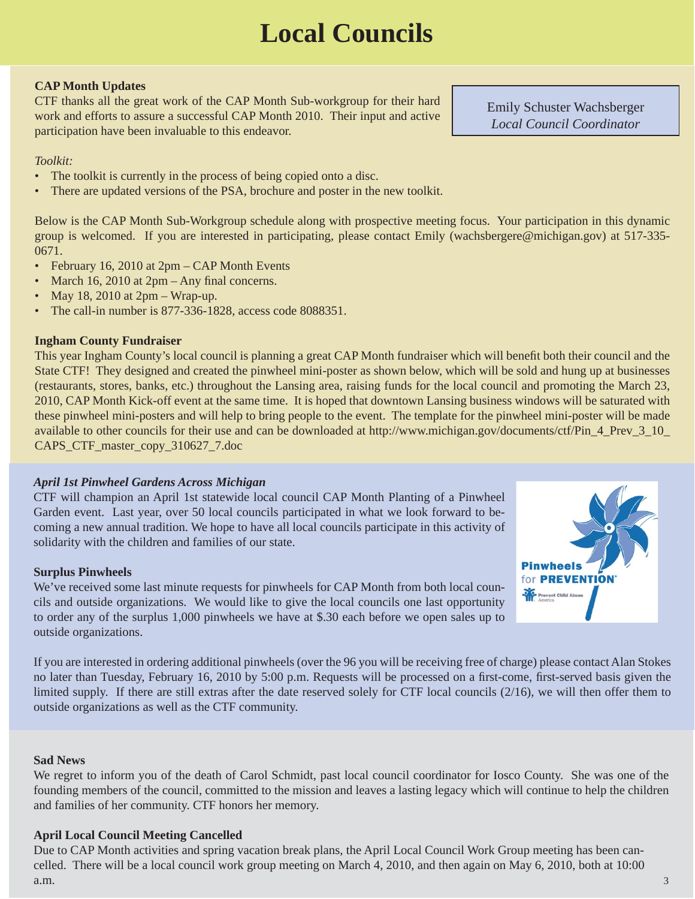# Local Councils

Emily Schuster Wachsberger
*Local Council Coordinator*

### CAP Month Updates

CTF thanks all the great work of the CAP Month Sub-workgroup for their hard work and efforts to assure a successful CAP Month 2010. Their input and active participation have been invaluable to this endeavor.

*Toolkit:*

- The toolkit is currently in the process of being copied onto a disc.
- There are updated versions of the PSA, brochure and poster in the new toolkit.

Below is the CAP Month Sub-Workgroup schedule along with prospective meeting focus. Your participation in this dynamic group is welcomed. If you are interested in participating, please contact Emily (wachsbergere@michigan.gov) at 517-335-0671.

- February 16, 2010 at 2pm – CAP Month Events
- March 16, 2010 at 2pm – Any final concerns.
- May 18, 2010 at 2pm – Wrap-up.
- The call-in number is 877-336-1828, access code 8088351.

### Ingham County Fundraiser

This year Ingham County's local council is planning a great CAP Month fundraiser which will benefit both their council and the State CTF! They designed and created the pinwheel mini-poster as shown below, which will be sold and hung up at businesses (restaurants, stores, banks, etc.) throughout the Lansing area, raising funds for the local council and promoting the March 23, 2010, CAP Month Kick-off event at the same time. It is hoped that downtown Lansing business windows will be saturated with these pinwheel mini-posters and will help to bring people to the event. The template for the pinwheel mini-poster will be made available to other councils for their use and can be downloaded at http://www.michigan.gov/documents/ctf/Pin_4_Prev_3_10_CAPS_CTF_master_copy_310627_7.doc

### *April 1st Pinwheel Gardens Across Michigan*

CTF will champion an April 1st statewide local council CAP Month Planting of a Pinwheel Garden event. Last year, over 50 local councils participated in what we look forward to becoming a new annual tradition. We hope to have all local councils participate in this activity of solidarity with the children and families of our state.

### Surplus Pinwheels

We've received some last minute requests for pinwheels for CAP Month from both local councils and outside organizations. We would like to give the local councils one last opportunity to order any of the surplus 1,000 pinwheels we have at $.30 each before we open sales up to outside organizations.

If you are interested in ordering additional pinwheels (over the 96 you will be receiving free of charge) please contact Alan Stokes no later than Tuesday, February 16, 2010 by 5:00 p.m. Requests will be processed on a first-come, first-served basis given the limited supply. If there are still extras after the date reserved solely for CTF local councils (2/16), we will then offer them to outside organizations as well as the CTF community.

### Sad News

We regret to inform you of the death of Carol Schmidt, past local council coordinator for Iosco County. She was one of the founding members of the council, committed to the mission and leaves a lasting legacy which will continue to help the children and families of her community. CTF honors her memory.

### April Local Council Meeting Cancelled

Due to CAP Month activities and spring vacation break plans, the April Local Council Work Group meeting has been cancelled. There will be a local council work group meeting on March 4, 2010, and then again on May 6, 2010, both at 10:00 a.m.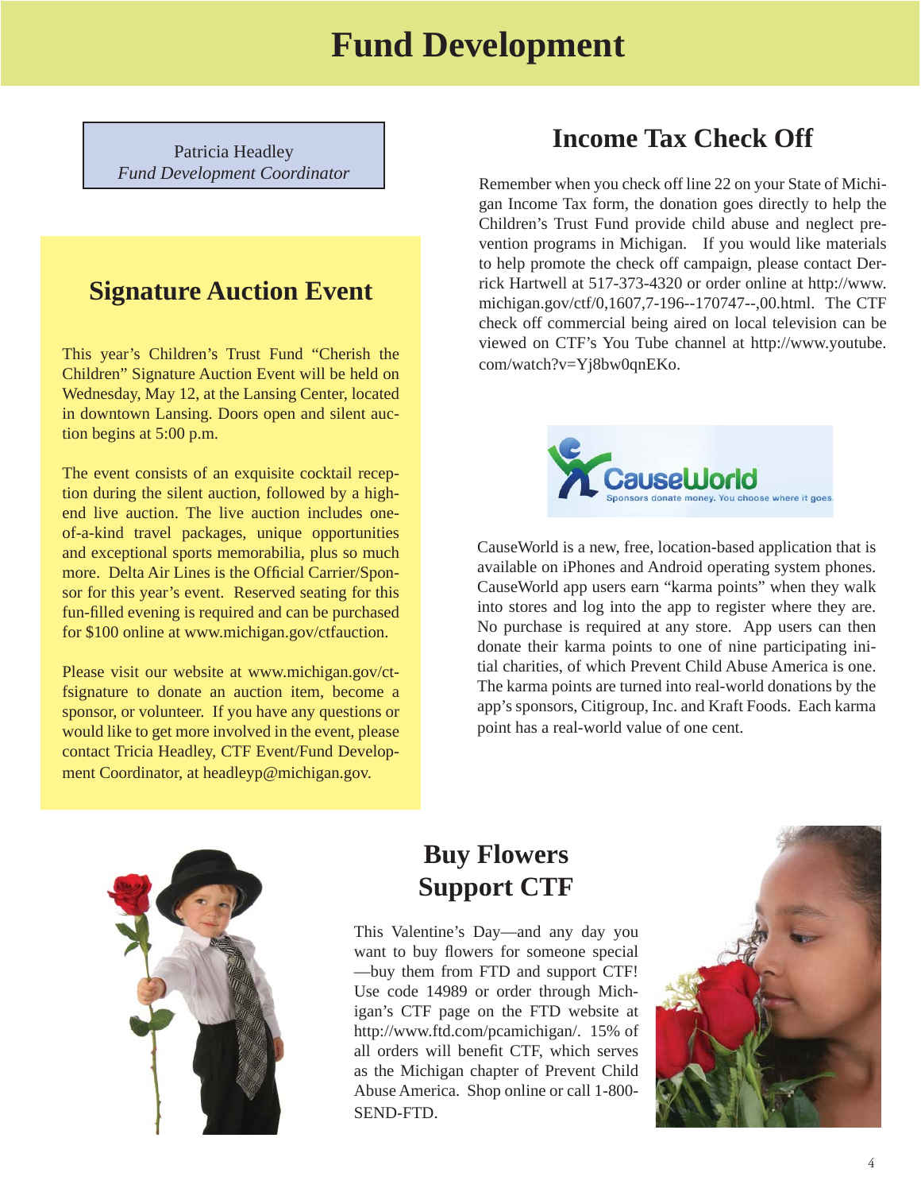# Fund Development

Patricia Headley
*Fund Development Coordinator*

## Signature Auction Event

This year's Children's Trust Fund "Cherish the Children" Signature Auction Event will be held on Wednesday, May 12, at the Lansing Center, located in downtown Lansing. Doors open and silent auction begins at 5:00 p.m.

The event consists of an exquisite cocktail reception during the silent auction, followed by a high-end live auction. The live auction includes one-of-a-kind travel packages, unique opportunities and exceptional sports memorabilia, plus so much more. Delta Air Lines is the Official Carrier/Sponsor for this year's event. Reserved seating for this fun-filled evening is required and can be purchased for $100 online at www.michigan.gov/ctfauction.

Please visit our website at www.michigan.gov/ctfsignature to donate an auction item, become a sponsor, or volunteer. If you have any questions or would like to get more involved in the event, please contact Tricia Headley, CTF Event/Fund Development Coordinator, at headleyp@michigan.gov.

## Income Tax Check Off

Remember when you check off line 22 on your State of Michigan Income Tax form, the donation goes directly to help the Children's Trust Fund provide child abuse and neglect prevention programs in Michigan. If you would like materials to help promote the check off campaign, please contact Derrick Hartwell at 517-373-4320 or order online at http://www.michigan.gov/ctf/0,1607,7-196--170747--,00.html. The CTF check off commercial being aired on local television can be viewed on CTF's You Tube channel at http://www.youtube.com/watch?v=Yj8bw0qnEKo.

CauseWorld — Sponsors donate money. You choose where it goes.

CauseWorld is a new, free, location-based application that is available on iPhones and Android operating system phones. CauseWorld app users earn "karma points" when they walk into stores and log into the app to register where they are. No purchase is required at any store. App users can then donate their karma points to one of nine participating initial charities, of which Prevent Child Abuse America is one. The karma points are turned into real-world donations by the app's sponsors, Citigroup, Inc. and Kraft Foods. Each karma point has a real-world value of one cent.

## Buy Flowers Support CTF

This Valentine's Day—and any day you want to buy flowers for someone special—buy them from FTD and support CTF! Use code 14989 or order through Michigan's CTF page on the FTD website at http://www.ftd.com/pcamichigan/. 15% of all orders will benefit CTF, which serves as the Michigan chapter of Prevent Child Abuse America. Shop online or call 1-800-SEND-FTD.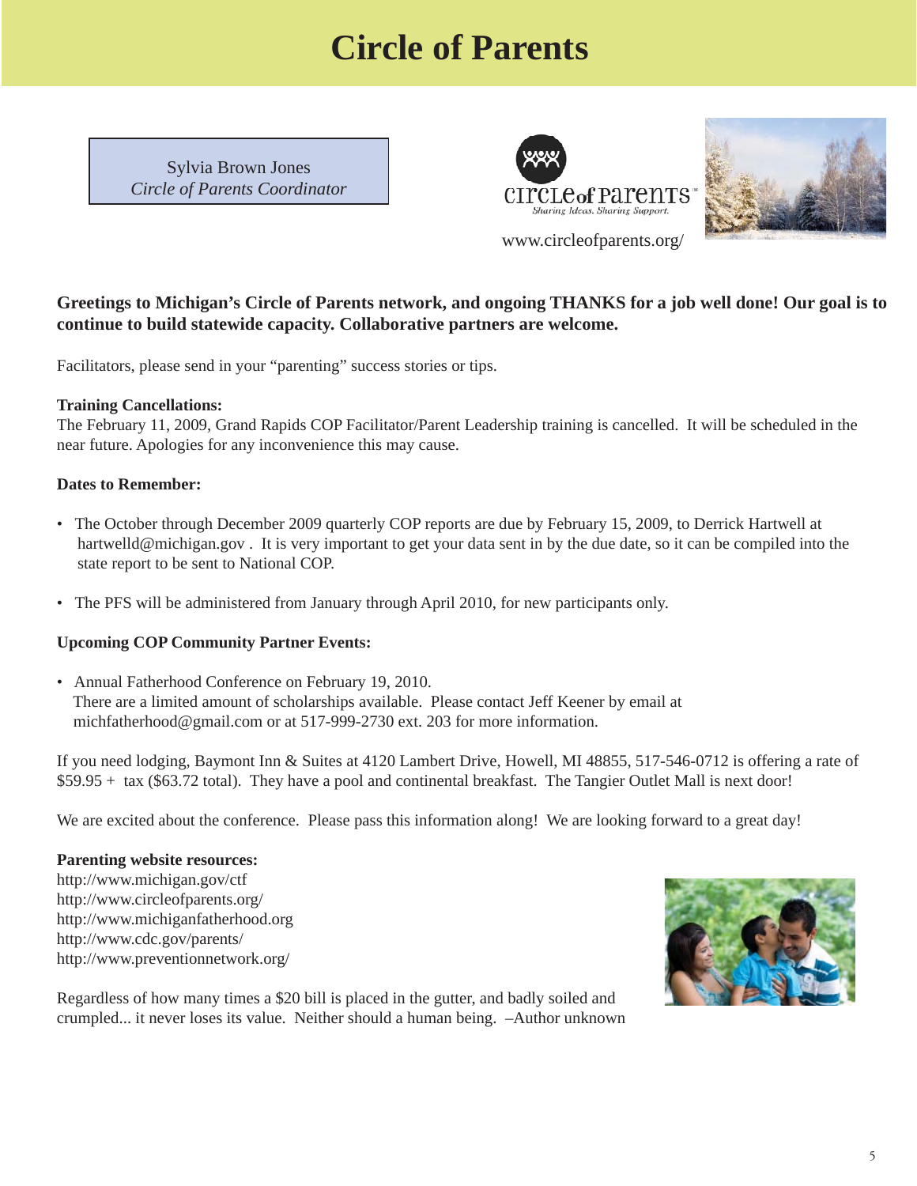# Circle of Parents

Sylvia Brown Jones
*Circle of Parents Coordinator*

circle of parents™
Sharing Ideas. Sharing Support.

www.circleofparents.org/

**Greetings to Michigan's Circle of Parents network, and ongoing THANKS for a job well done! Our goal is to continue to build statewide capacity. Collaborative partners are welcome.**

Facilitators, please send in your "parenting" success stories or tips.

**Training Cancellations:**
The February 11, 2009, Grand Rapids COP Facilitator/Parent Leadership training is cancelled. It will be scheduled in the near future. Apologies for any inconvenience this may cause.

**Dates to Remember:**

- The October through December 2009 quarterly COP reports are due by February 15, 2009, to Derrick Hartwell at hartwelld@michigan.gov . It is very important to get your data sent in by the due date, so it can be compiled into the state report to be sent to National COP.

- The PFS will be administered from January through April 2010, for new participants only.

**Upcoming COP Community Partner Events:**

- Annual Fatherhood Conference on February 19, 2010.
  There are a limited amount of scholarships available. Please contact Jeff Keener by email at michfatherhood@gmail.com or at 517-999-2730 ext. 203 for more information.

If you need lodging, Baymont Inn & Suites at 4120 Lambert Drive, Howell, MI 48855, 517-546-0712 is offering a rate of $59.95 + tax ($63.72 total). They have a pool and continental breakfast. The Tangier Outlet Mall is next door!

We are excited about the conference. Please pass this information along! We are looking forward to a great day!

**Parenting website resources:**
http://www.michigan.gov/ctf
http://www.circleofparents.org/
http://www.michiganfatherhood.org
http://www.cdc.gov/parents/
http://www.preventionnetwork.org/

Regardless of how many times a $20 bill is placed in the gutter, and badly soiled and crumpled... it never loses its value. Neither should a human being. –Author unknown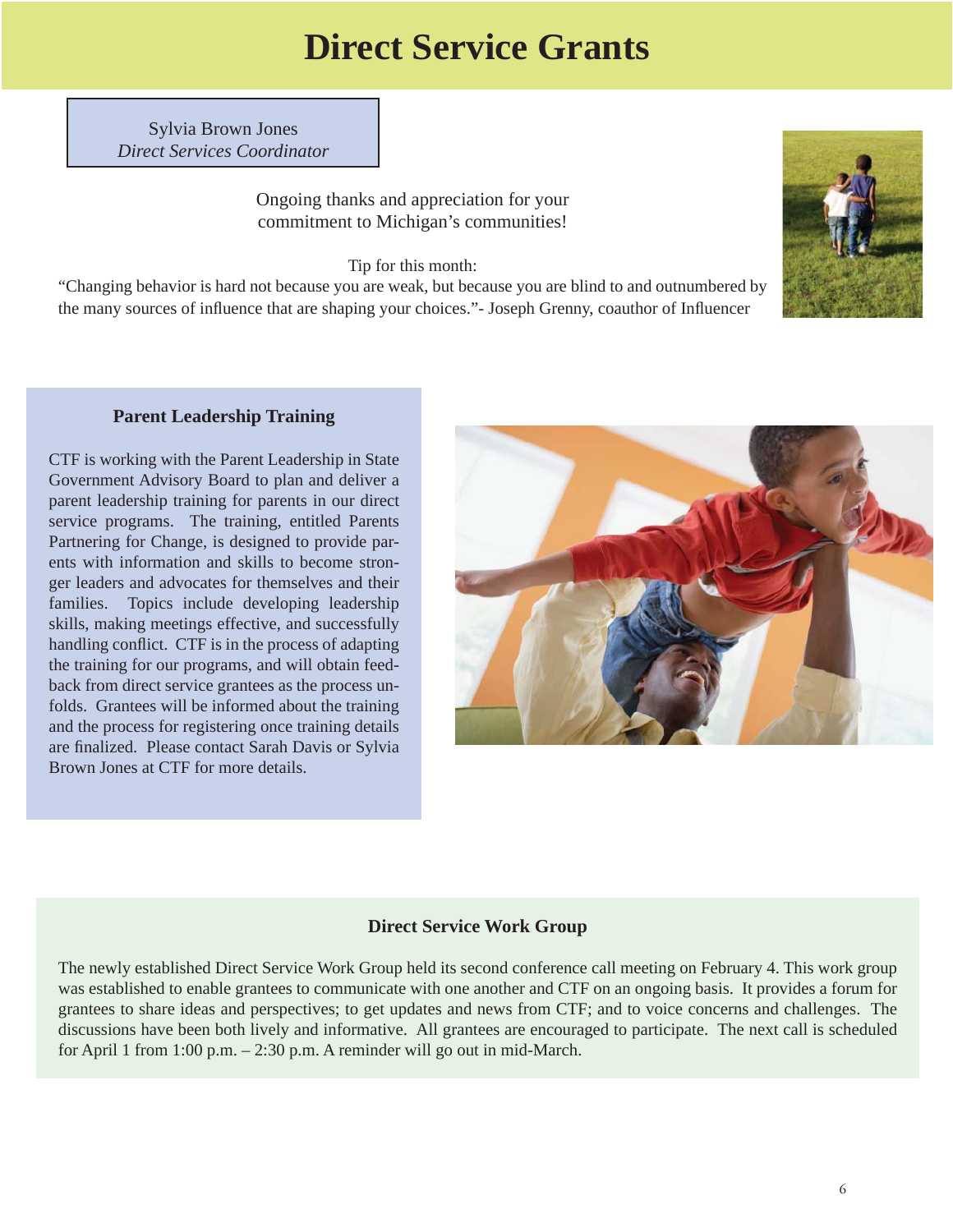# Direct Service Grants

Sylvia Brown Jones
*Direct Services Coordinator*

Ongoing thanks and appreciation for your commitment to Michigan's communities!

Tip for this month:
"Changing behavior is hard not because you are weak, but because you are blind to and outnumbered by the many sources of influence that are shaping your choices."- Joseph Grenny, coauthor of Influencer

## Parent Leadership Training

CTF is working with the Parent Leadership in State Government Advisory Board to plan and deliver a parent leadership training for parents in our direct service programs. The training, entitled Parents Partnering for Change, is designed to provide parents with information and skills to become stronger leaders and advocates for themselves and their families. Topics include developing leadership skills, making meetings effective, and successfully handling conflict. CTF is in the process of adapting the training for our programs, and will obtain feedback from direct service grantees as the process unfolds. Grantees will be informed about the training and the process for registering once training details are finalized. Please contact Sarah Davis or Sylvia Brown Jones at CTF for more details.

## Direct Service Work Group

The newly established Direct Service Work Group held its second conference call meeting on February 4. This work group was established to enable grantees to communicate with one another and CTF on an ongoing basis. It provides a forum for grantees to share ideas and perspectives; to get updates and news from CTF; and to voice concerns and challenges. The discussions have been both lively and informative. All grantees are encouraged to participate. The next call is scheduled for April 1 from 1:00 p.m. – 2:30 p.m. A reminder will go out in mid-March.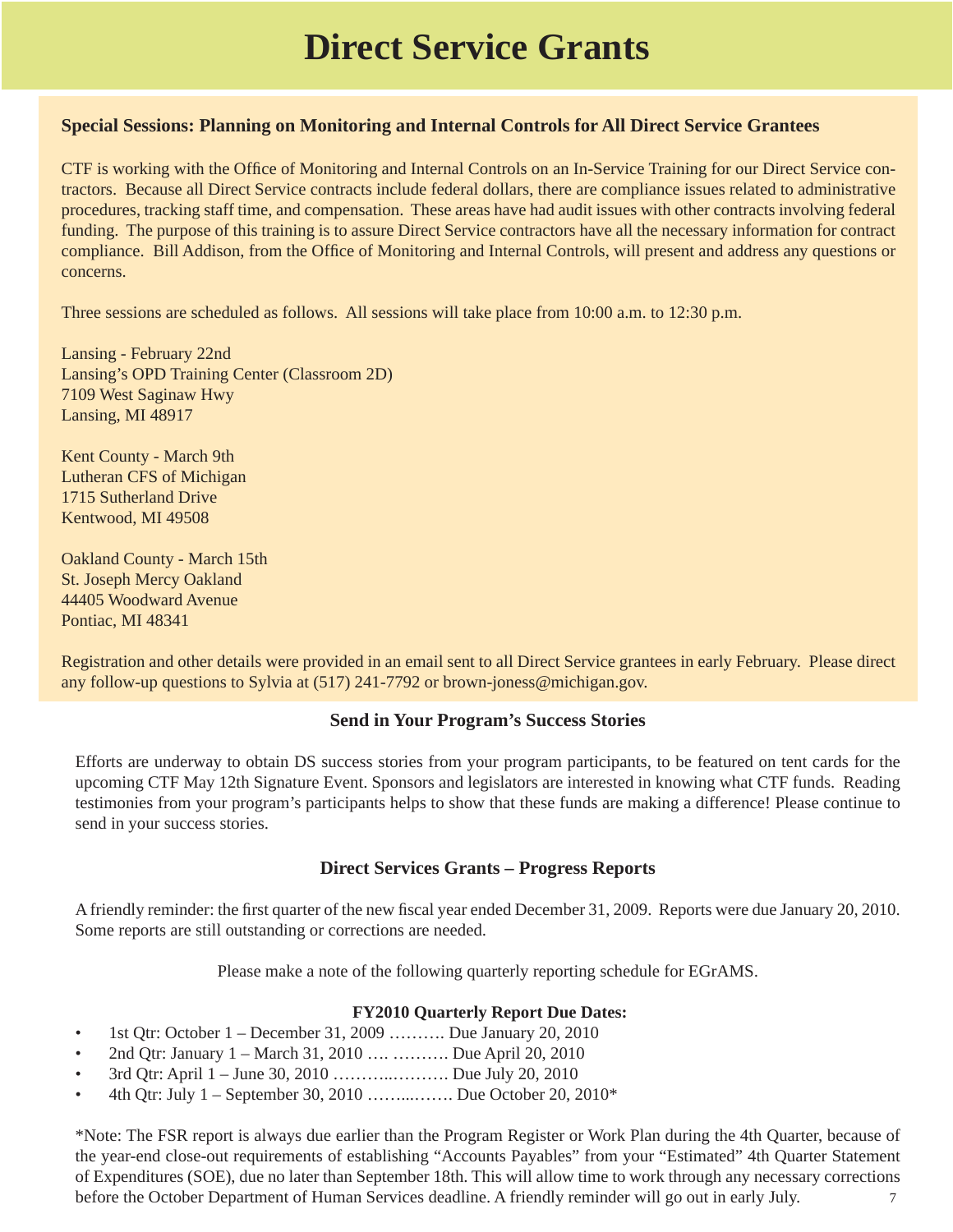# Direct Service Grants

### Special Sessions: Planning on Monitoring and Internal Controls for All Direct Service Grantees

CTF is working with the Office of Monitoring and Internal Controls on an In-Service Training for our Direct Service contractors. Because all Direct Service contracts include federal dollars, there are compliance issues related to administrative procedures, tracking staff time, and compensation. These areas have had audit issues with other contracts involving federal funding. The purpose of this training is to assure Direct Service contractors have all the necessary information for contract compliance. Bill Addison, from the Office of Monitoring and Internal Controls, will present and address any questions or concerns.

Three sessions are scheduled as follows. All sessions will take place from 10:00 a.m. to 12:30 p.m.

Lansing - February 22nd
Lansing's OPD Training Center (Classroom 2D)
7109 West Saginaw Hwy
Lansing, MI 48917

Kent County - March 9th
Lutheran CFS of Michigan
1715 Sutherland Drive
Kentwood, MI 49508

Oakland County - March 15th
St. Joseph Mercy Oakland
44405 Woodward Avenue
Pontiac, MI 48341

Registration and other details were provided in an email sent to all Direct Service grantees in early February. Please direct any follow-up questions to Sylvia at (517) 241-7792 or brown-joness@michigan.gov.

### Send in Your Program's Success Stories

Efforts are underway to obtain DS success stories from your program participants, to be featured on tent cards for the upcoming CTF May 12th Signature Event. Sponsors and legislators are interested in knowing what CTF funds. Reading testimonies from your program's participants helps to show that these funds are making a difference! Please continue to send in your success stories.

### Direct Services Grants – Progress Reports

A friendly reminder: the first quarter of the new fiscal year ended December 31, 2009. Reports were due January 20, 2010. Some reports are still outstanding or corrections are needed.

Please make a note of the following quarterly reporting schedule for EGrAMS.

**FY2010 Quarterly Report Due Dates:**

- 1st Qtr: October 1 – December 31, 2009 ………. Due January 20, 2010
- 2nd Qtr: January 1 – March 31, 2010 …. ………. Due April 20, 2010
- 3rd Qtr: April 1 – June 30, 2010 ………..………. Due July 20, 2010
- 4th Qtr: July 1 – September 30, 2010 ……...……. Due October 20, 2010*

*Note: The FSR report is always due earlier than the Program Register or Work Plan during the 4th Quarter, because of the year-end close-out requirements of establishing "Accounts Payables" from your "Estimated" 4th Quarter Statement of Expenditures (SOE), due no later than September 18th. This will allow time to work through any necessary corrections before the October Department of Human Services deadline. A friendly reminder will go out in early July.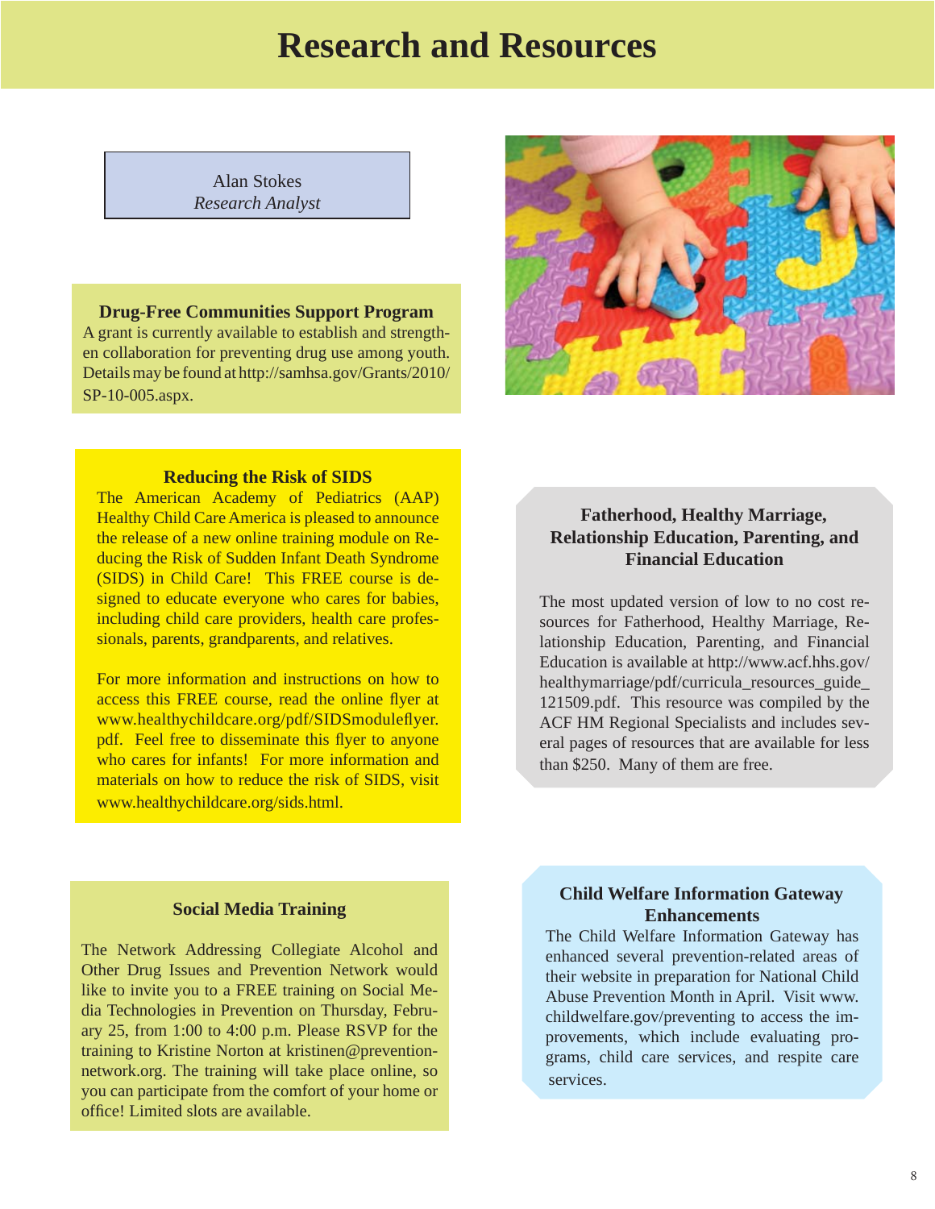# Research and Resources

Alan Stokes
*Research Analyst*

### Drug-Free Communities Support Program

A grant is currently available to establish and strengthen collaboration for preventing drug use among youth. Details may be found at http://samhsa.gov/Grants/2010/SP-10-005.aspx.

### Reducing the Risk of SIDS

The American Academy of Pediatrics (AAP) Healthy Child Care America is pleased to announce the release of a new online training module on Reducing the Risk of Sudden Infant Death Syndrome (SIDS) in Child Care! This FREE course is designed to educate everyone who cares for babies, including child care providers, health care professionals, parents, grandparents, and relatives.

For more information and instructions on how to access this FREE course, read the online flyer at www.healthychildcare.org/pdf/SIDSmoduleflyer.pdf. Feel free to disseminate this flyer to anyone who cares for infants! For more information and materials on how to reduce the risk of SIDS, visit www.healthychildcare.org/sids.html.

### Fatherhood, Healthy Marriage, Relationship Education, Parenting, and Financial Education

The most updated version of low to no cost resources for Fatherhood, Healthy Marriage, Relationship Education, Parenting, and Financial Education is available at http://www.acf.hhs.gov/healthymarriage/pdf/curricula_resources_guide_121509.pdf. This resource was compiled by the ACF HM Regional Specialists and includes several pages of resources that are available for less than $250. Many of them are free.

### Social Media Training

The Network Addressing Collegiate Alcohol and Other Drug Issues and Prevention Network would like to invite you to a FREE training on Social Media Technologies in Prevention on Thursday, February 25, from 1:00 to 4:00 p.m. Please RSVP for the training to Kristine Norton at kristinen@prevention-network.org. The training will take place online, so you can participate from the comfort of your home or office! Limited slots are available.

### Child Welfare Information Gateway Enhancements

The Child Welfare Information Gateway has enhanced several prevention-related areas of their website in preparation for National Child Abuse Prevention Month in April. Visit www.childwelfare.gov/preventing to access the improvements, which include evaluating programs, child care services, and respite care services.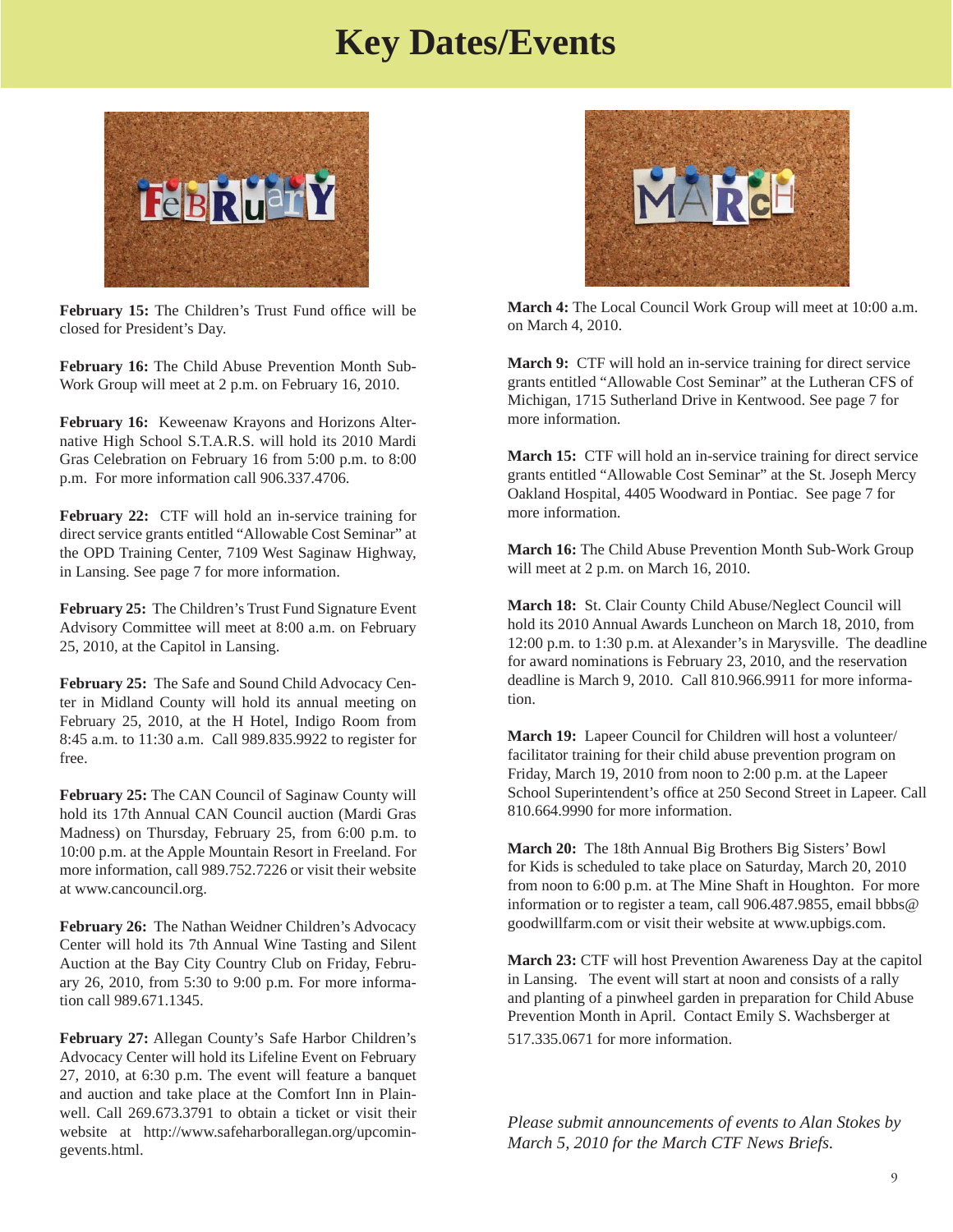# Key Dates/Events

**February 15:** The Children's Trust Fund office will be closed for President's Day.

**February 16:** The Child Abuse Prevention Month Sub-Work Group will meet at 2 p.m. on February 16, 2010.

**February 16:** Keweenaw Krayons and Horizons Alternative High School S.T.A.R.S. will hold its 2010 Mardi Gras Celebration on February 16 from 5:00 p.m. to 8:00 p.m. For more information call 906.337.4706.

**February 22:** CTF will hold an in-service training for direct service grants entitled "Allowable Cost Seminar" at the OPD Training Center, 7109 West Saginaw Highway, in Lansing. See page 7 for more information.

**February 25:** The Children's Trust Fund Signature Event Advisory Committee will meet at 8:00 a.m. on February 25, 2010, at the Capitol in Lansing.

**February 25:** The Safe and Sound Child Advocacy Center in Midland County will hold its annual meeting on February 25, 2010, at the H Hotel, Indigo Room from 8:45 a.m. to 11:30 a.m. Call 989.835.9922 to register for free.

**February 25:** The CAN Council of Saginaw County will hold its 17th Annual CAN Council auction (Mardi Gras Madness) on Thursday, February 25, from 6:00 p.m. to 10:00 p.m. at the Apple Mountain Resort in Freeland. For more information, call 989.752.7226 or visit their website at www.cancouncil.org.

**February 26:** The Nathan Weidner Children's Advocacy Center will hold its 7th Annual Wine Tasting and Silent Auction at the Bay City Country Club on Friday, February 26, 2010, from 5:30 to 9:00 p.m. For more information call 989.671.1345.

**February 27:** Allegan County's Safe Harbor Children's Advocacy Center will hold its Lifeline Event on February 27, 2010, at 6:30 p.m. The event will feature a banquet and auction and take place at the Comfort Inn in Plainwell. Call 269.673.3791 to obtain a ticket or visit their website at http://www.safeharborallegan.org/upcomingevents.html.

**March 4:** The Local Council Work Group will meet at 10:00 a.m. on March 4, 2010.

**March 9:** CTF will hold an in-service training for direct service grants entitled "Allowable Cost Seminar" at the Lutheran CFS of Michigan, 1715 Sutherland Drive in Kentwood. See page 7 for more information.

**March 15:** CTF will hold an in-service training for direct service grants entitled "Allowable Cost Seminar" at the St. Joseph Mercy Oakland Hospital, 4405 Woodward in Pontiac. See page 7 for more information.

**March 16:** The Child Abuse Prevention Month Sub-Work Group will meet at 2 p.m. on March 16, 2010.

**March 18:** St. Clair County Child Abuse/Neglect Council will hold its 2010 Annual Awards Luncheon on March 18, 2010, from 12:00 p.m. to 1:30 p.m. at Alexander's in Marysville. The deadline for award nominations is February 23, 2010, and the reservation deadline is March 9, 2010. Call 810.966.9911 for more information.

**March 19:** Lapeer Council for Children will host a volunteer/facilitator training for their child abuse prevention program on Friday, March 19, 2010 from noon to 2:00 p.m. at the Lapeer School Superintendent's office at 250 Second Street in Lapeer. Call 810.664.9990 for more information.

**March 20:** The 18th Annual Big Brothers Big Sisters' Bowl for Kids is scheduled to take place on Saturday, March 20, 2010 from noon to 6:00 p.m. at The Mine Shaft in Houghton. For more information or to register a team, call 906.487.9855, email bbbs@goodwillfarm.com or visit their website at www.upbigs.com.

**March 23:** CTF will host Prevention Awareness Day at the capitol in Lansing. The event will start at noon and consists of a rally and planting of a pinwheel garden in preparation for Child Abuse Prevention Month in April. Contact Emily S. Wachsberger at 517.335.0671 for more information.

*Please submit announcements of events to Alan Stokes by March 5, 2010 for the March CTF News Briefs.*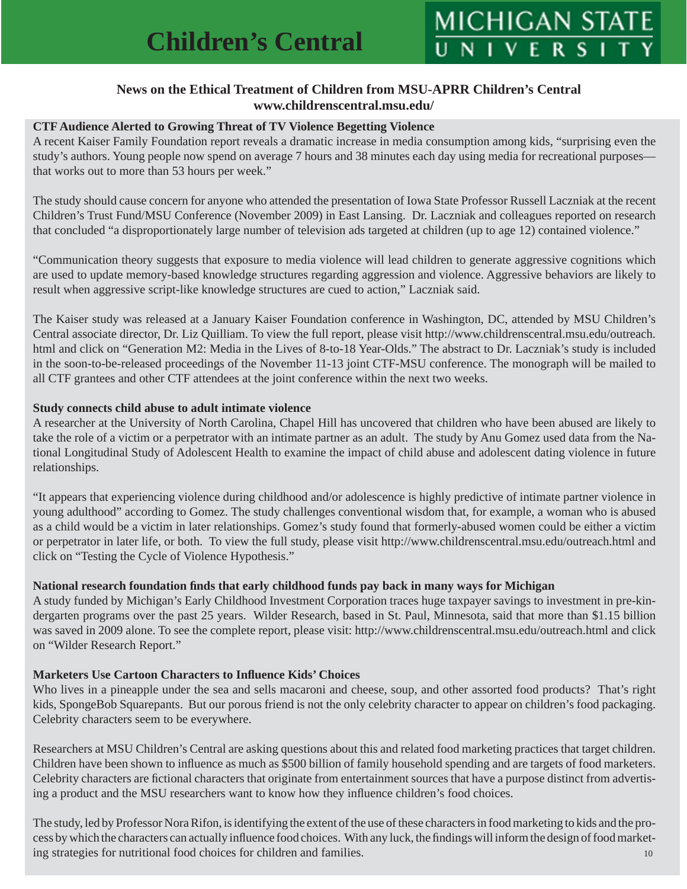# Children's Central

MICHIGAN STATE UNIVERSITY

**News on the Ethical Treatment of Children from MSU-APRR Children's Central**
**www.childrenscentral.msu.edu/**

### CTF Audience Alerted to Growing Threat of TV Violence Begetting Violence

A recent Kaiser Family Foundation report reveals a dramatic increase in media consumption among kids, "surprising even the study's authors. Young people now spend on average 7 hours and 38 minutes each day using media for recreational purposes—that works out to more than 53 hours per week."

The study should cause concern for anyone who attended the presentation of Iowa State Professor Russell Laczniak at the recent Children's Trust Fund/MSU Conference (November 2009) in East Lansing. Dr. Laczniak and colleagues reported on research that concluded "a disproportionately large number of television ads targeted at children (up to age 12) contained violence."

"Communication theory suggests that exposure to media violence will lead children to generate aggressive cognitions which are used to update memory-based knowledge structures regarding aggression and violence. Aggressive behaviors are likely to result when aggressive script-like knowledge structures are cued to action," Laczniak said.

The Kaiser study was released at a January Kaiser Foundation conference in Washington, DC, attended by MSU Children's Central associate director, Dr. Liz Quilliam. To view the full report, please visit http://www.childrenscentral.msu.edu/outreach.html and click on "Generation M2: Media in the Lives of 8-to-18 Year-Olds." The abstract to Dr. Laczniak's study is included in the soon-to-be-released proceedings of the November 11-13 joint CTF-MSU conference. The monograph will be mailed to all CTF grantees and other CTF attendees at the joint conference within the next two weeks.

### Study connects child abuse to adult intimate violence

A researcher at the University of North Carolina, Chapel Hill has uncovered that children who have been abused are likely to take the role of a victim or a perpetrator with an intimate partner as an adult. The study by Anu Gomez used data from the National Longitudinal Study of Adolescent Health to examine the impact of child abuse and adolescent dating violence in future relationships.

"It appears that experiencing violence during childhood and/or adolescence is highly predictive of intimate partner violence in young adulthood" according to Gomez. The study challenges conventional wisdom that, for example, a woman who is abused as a child would be a victim in later relationships. Gomez's study found that formerly-abused women could be either a victim or perpetrator in later life, or both. To view the full study, please visit http://www.childrenscentral.msu.edu/outreach.html and click on "Testing the Cycle of Violence Hypothesis."

### National research foundation finds that early childhood funds pay back in many ways for Michigan

A study funded by Michigan's Early Childhood Investment Corporation traces huge taxpayer savings to investment in pre-kindergarten programs over the past 25 years. Wilder Research, based in St. Paul, Minnesota, said that more than $1.15 billion was saved in 2009 alone. To see the complete report, please visit: http://www.childrenscentral.msu.edu/outreach.html and click on "Wilder Research Report."

### Marketers Use Cartoon Characters to Influence Kids' Choices

Who lives in a pineapple under the sea and sells macaroni and cheese, soup, and other assorted food products? That's right kids, SpongeBob Squarepants. But our porous friend is not the only celebrity character to appear on children's food packaging. Celebrity characters seem to be everywhere.

Researchers at MSU Children's Central are asking questions about this and related food marketing practices that target children. Children have been shown to influence as much as $500 billion of family household spending and are targets of food marketers. Celebrity characters are fictional characters that originate from entertainment sources that have a purpose distinct from advertising a product and the MSU researchers want to know how they influence children's food choices.

The study, led by Professor Nora Rifon, is identifying the extent of the use of these characters in food marketing to kids and the process by which the characters can actually influence food choices. With any luck, the findings will inform the design of food marketing strategies for nutritional food choices for children and families.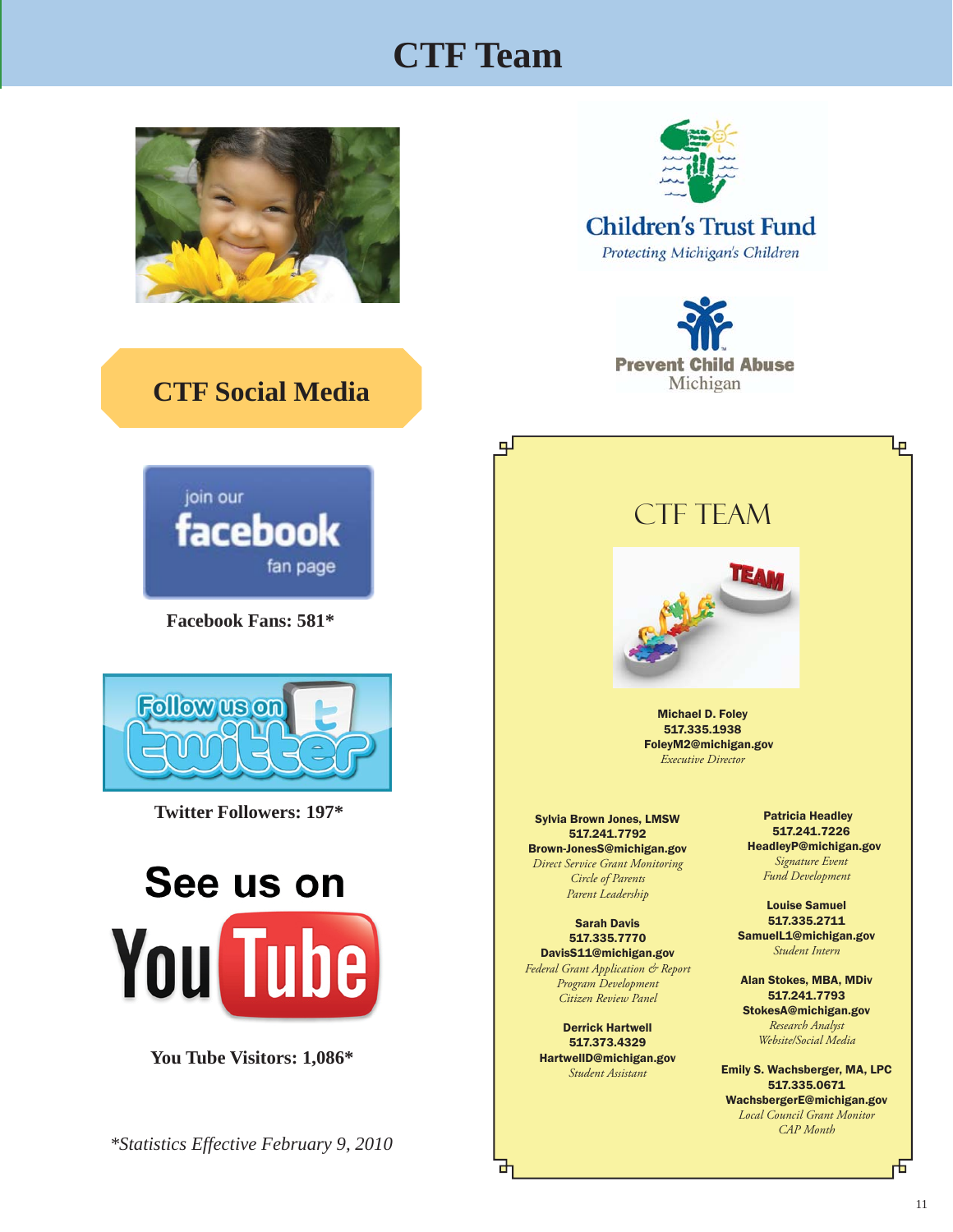# CTF Team

Children's Trust Fund

*Protecting Michigan's Children*

Prevent Child Abuse Michigan

## CTF Social Media

join our facebook fan page

**Facebook Fans: 581***

Follow us on twitter

**Twitter Followers: 197***

See us on YouTube

**You Tube Visitors: 1,086***

*\*Statistics Effective February 9, 2010*

## CTF TEAM

**Michael D. Foley**
**517.335.1938**
**FoleyM2@michigan.gov**
*Executive Director*

**Sylvia Brown Jones, LMSW**
**517.241.7792**
**Brown-JonesS@michigan.gov**
*Direct Service Grant Monitoring*
*Circle of Parents*
*Parent Leadership*

**Sarah Davis**
**517.335.7770**
**DavisS11@michigan.gov**
*Federal Grant Application & Report*
*Program Development*
*Citizen Review Panel*

**Derrick Hartwell**
**517.373.4329**
**HartwellD@michigan.gov**
*Student Assistant*

**Patricia Headley**
**517.241.7226**
**HeadleyP@michigan.gov**
*Signature Event*
*Fund Development*

**Louise Samuel**
**517.335.2711**
**SamuelL1@michigan.gov**
*Student Intern*

**Alan Stokes, MBA, MDiv**
**517.241.7793**
**StokesA@michigan.gov**
*Research Analyst*
*Website/Social Media*

**Emily S. Wachsberger, MA, LPC**
**517.335.0671**
**WachsbergerE@michigan.gov**
*Local Council Grant Monitor*
*CAP Month*